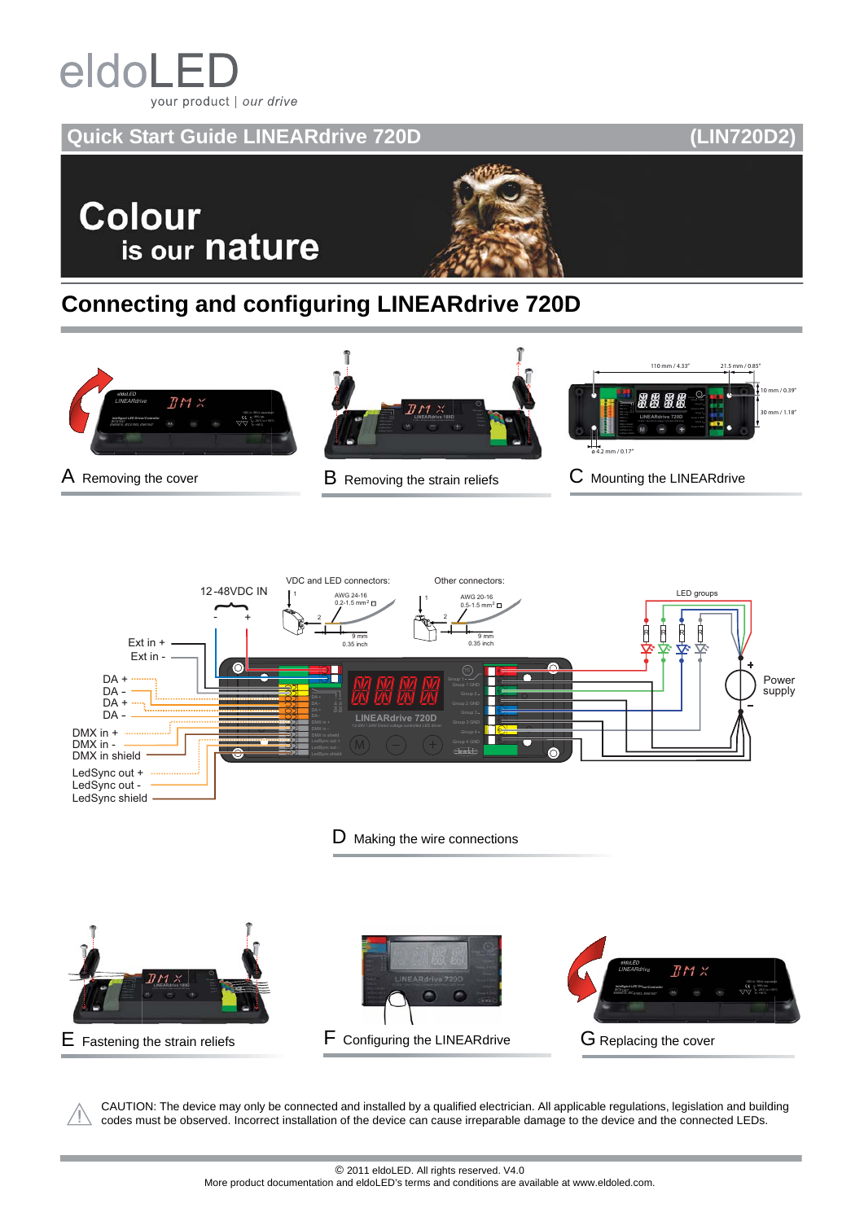# eldoLED

your product | our drive

## Quick Start Guide LINEARdrive 720D (LIN720D2)

**Colour is our nature**

## Connecting and configuring LINEARdrive 720D

A Removing the cover

B Removing the strain reliefs

C Mounting the LINEARdrive

110 mm / 4.33"
21.5 mm / 0.85"
10 mm / 0.39"
30 mm / 1.18"
ø 4.2 mm / 0.17"

12-48VDC IN

VDC and LED connectors:
AWG 24-16
0.2-1.5 mm²
9 mm
0.35 inch

Other connectors:
AWG 20-16
0.5-1.5 mm²
9 mm
0.35 inch

LED groups

Power supply

Ext in +
Ext in -
DA +
DA -
DA +
DA -
DMX in +
DMX in -
DMX in shield
LedSync out +
LedSync out -
LedSync shield

D Making the wire connections

E Fastening the strain reliefs

F Configuring the LINEARdrive

G Replacing the cover

CAUTION: The device may only be connected and installed by a qualified electrician. All applicable regulations, legislation and building codes must be observed. Incorrect installation of the device can cause irreparable damage to the device and the connected LEDs.

© 2011 eldoLED. All rights reserved. V4.0
More product documentation and eldoLED's terms and conditions are available at www.eldoled.com.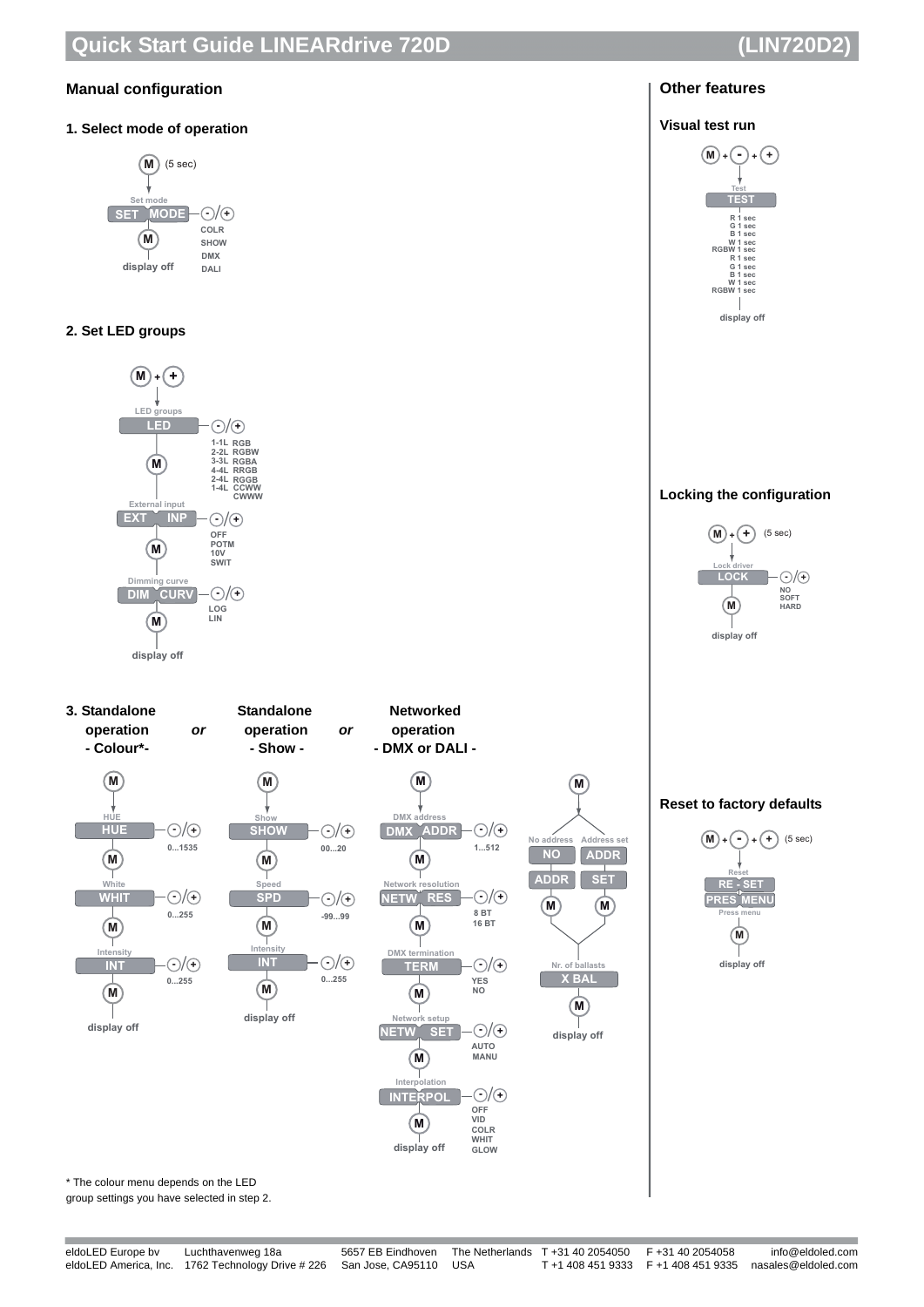# Quick Start Guide LINEARdrive 720D (LIN720D2)

## Manual configuration

### 1. Select mode of operation

M (5 sec)

Set mode
SET MODE -/+
COLR
SHOW
DMX
DALI

M
display off

### 2. Set LED groups

M + +

LED groups
LED -/+
1-1L RGB
2-2L RGBW
3-3L RGBA
4-4L RRGB
2-4L RGGB
1-4L CCWW
CWWW

M

External input
EXT INP -/+
OFF
POTM
10V
SWIT

M

Dimming curve
DIM CURV -/+
LOG
LIN

M
display off

### 3. Standalone operation - Colour*- *or* Standalone operation - Show - *or* Networked operation - DMX or DALI -

**Standalone operation - Colour*-**

M

HUE
HUE -/+
0...1535

M

White
WHIT -/+
0...255

M

Intensity
INT -/+
0...255

M
display off

**Standalone operation - Show -**

M

Show
SHOW -/+
00...20

M

Speed
SPD -/+
-99...99

M

Intensity
INT -/+
0...255

M
display off

**Networked operation - DMX or DALI -**

M

DMX address
DMX ADDR -/+
1...512

M

Network resolution
NETW RES -/+
8 BT
16 BT

M

DMX termination
TERM -/+
YES
NO

M

Network setup
NETW SET -/+
AUTO
MANU

M

Interpolation
INTERPOL -/+
OFF
VID
COLR
WHIT
GLOW

M
display off

M

No address
NO
ADDR
M

Address set
ADDR
SET
M

Nr. of ballasts
X BAL

M
display off

\* The colour menu depends on the LED group settings you have selected in step 2.

## Other features

### Visual test run

M + - + +

Test
TEST
R 1 sec
G 1 sec
B 1 sec
W 1 sec
RGBW 1 sec
R 1 sec
G 1 sec
B 1 sec
W 1 sec
RGBW 1 sec

display off

### Locking the configuration

M + + (5 sec)

Lock driver
LOCK -/+
NO
SOFT
HARD

M
display off

### Reset to factory defaults

M + - + + (5 sec)

Reset
RE - SET
PRES MENU
Press menu

M
display off

eldoLED Europe bv Luchthavenweg 18a 5657 EB Eindhoven The Netherlands T +31 40 2054050 F +31 40 2054058 info@eldoled.com
eldoLED America, Inc. 1762 Technology Drive # 226 San Jose, CA95110 USA T +1 408 451 9333 F +1 408 451 9335 nasales@eldoled.com